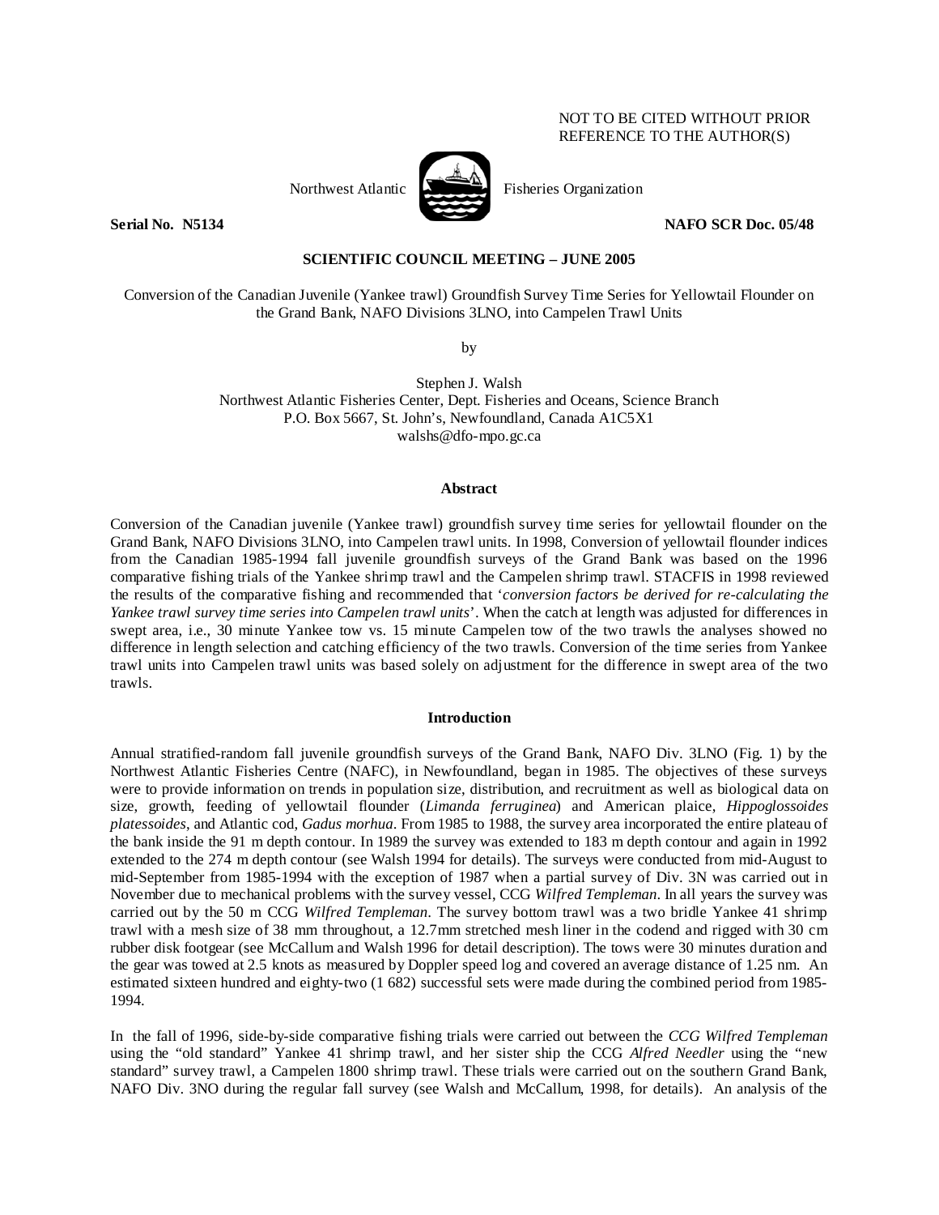NOT TO BE CITED WITHOUT PRIOR
REFERENCE TO THE AUTHOR(S)

Northwest Atlantic Fisheries Organization

**Serial No. N5134** **NAFO SCR Doc. 05/48**

**SCIENTIFIC COUNCIL MEETING – JUNE 2005**

Conversion of the Canadian Juvenile (Yankee trawl) Groundfish Survey Time Series for Yellowtail Flounder on the Grand Bank, NAFO Divisions 3LNO, into Campelen Trawl Units

by

Stephen J. Walsh
Northwest Atlantic Fisheries Center, Dept. Fisheries and Oceans, Science Branch
P.O. Box 5667, St. John's, Newfoundland, Canada A1C5X1
walshs@dfo-mpo.gc.ca

## Abstract

Conversion of the Canadian juvenile (Yankee trawl) groundfish survey time series for yellowtail flounder on the Grand Bank, NAFO Divisions 3LNO, into Campelen trawl units. In 1998, Conversion of yellowtail flounder indices from the Canadian 1985-1994 fall juvenile groundfish surveys of the Grand Bank was based on the 1996 comparative fishing trials of the Yankee shrimp trawl and the Campelen shrimp trawl. STACFIS in 1998 reviewed the results of the comparative fishing and recommended that '*conversion factors be derived for re-calculating the Yankee trawl survey time series into Campelen trawl units*'. When the catch at length was adjusted for differences in swept area, i.e., 30 minute Yankee tow vs. 15 minute Campelen tow of the two trawls the analyses showed no difference in length selection and catching efficiency of the two trawls. Conversion of the time series from Yankee trawl units into Campelen trawl units was based solely on adjustment for the difference in swept area of the two trawls.

## Introduction

Annual stratified-random fall juvenile groundfish surveys of the Grand Bank, NAFO Div. 3LNO (Fig. 1) by the Northwest Atlantic Fisheries Centre (NAFC), in Newfoundland, began in 1985. The objectives of these surveys were to provide information on trends in population size, distribution, and recruitment as well as biological data on size, growth, feeding of yellowtail flounder (*Limanda ferruginea*) and American plaice, *Hippoglossoides platessoides*, and Atlantic cod, *Gadus morhua*. From 1985 to 1988, the survey area incorporated the entire plateau of the bank inside the 91 m depth contour. In 1989 the survey was extended to 183 m depth contour and again in 1992 extended to the 274 m depth contour (see Walsh 1994 for details). The surveys were conducted from mid-August to mid-September from 1985-1994 with the exception of 1987 when a partial survey of Div. 3N was carried out in November due to mechanical problems with the survey vessel, CCG *Wilfred Templeman*. In all years the survey was carried out by the 50 m CCG *Wilfred Templeman*. The survey bottom trawl was a two bridle Yankee 41 shrimp trawl with a mesh size of 38 mm throughout, a 12.7mm stretched mesh liner in the codend and rigged with 30 cm rubber disk footgear (see McCallum and Walsh 1996 for detail description). The tows were 30 minutes duration and the gear was towed at 2.5 knots as measured by Doppler speed log and covered an average distance of 1.25 nm. An estimated sixteen hundred and eighty-two (1 682) successful sets were made during the combined period from 1985-1994.

In the fall of 1996, side-by-side comparative fishing trials were carried out between the *CCG Wilfred Templeman* using the "old standard" Yankee 41 shrimp trawl, and her sister ship the CCG *Alfred Needler* using the "new standard" survey trawl, a Campelen 1800 shrimp trawl. These trials were carried out on the southern Grand Bank, NAFO Div. 3NO during the regular fall survey (see Walsh and McCallum, 1998, for details). An analysis of the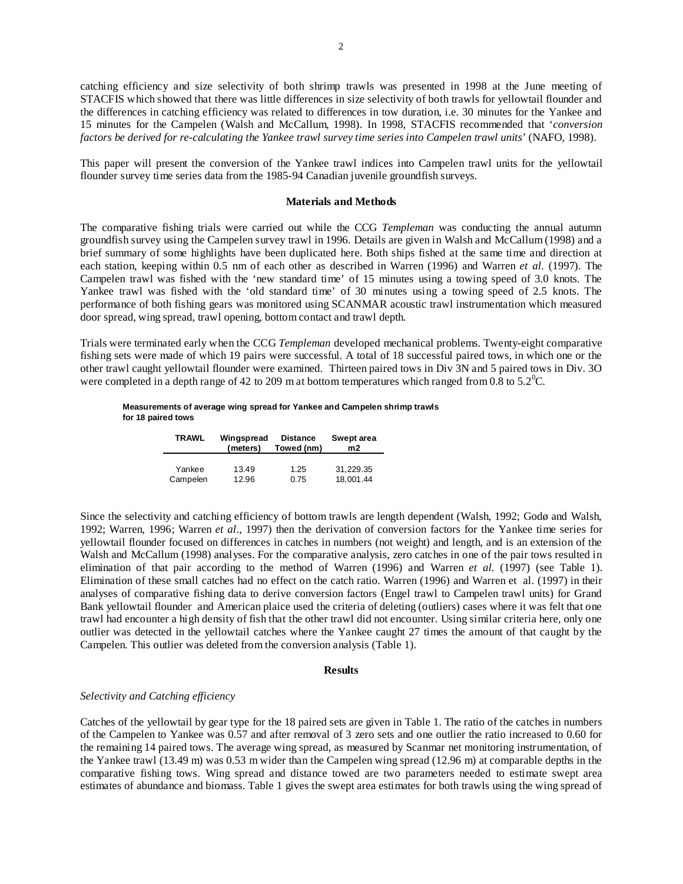catching efficiency and size selectivity of both shrimp trawls was presented in 1998 at the June meeting of STACFIS which showed that there was little differences in size selectivity of both trawls for yellowtail flounder and the differences in catching efficiency was related to differences in tow duration, i.e. 30 minutes for the Yankee and 15 minutes for the Campelen (Walsh and McCallum, 1998). In 1998, STACFIS recommended that '*conversion factors be derived for re-calculating the Yankee trawl survey time series into Campelen trawl units*' (NAFO, 1998).

This paper will present the conversion of the Yankee trawl indices into Campelen trawl units for the yellowtail flounder survey time series data from the 1985-94 Canadian juvenile groundfish surveys.

## Materials and Methods

The comparative fishing trials were carried out while the CCG *Templeman* was conducting the annual autumn groundfish survey using the Campelen survey trawl in 1996. Details are given in Walsh and McCallum (1998) and a brief summary of some highlights have been duplicated here. Both ships fished at the same time and direction at each station, keeping within 0.5 nm of each other as described in Warren (1996) and Warren *et al.* (1997). The Campelen trawl was fished with the 'new standard time' of 15 minutes using a towing speed of 3.0 knots. The Yankee trawl was fished with the 'old standard time' of 30 minutes using a towing speed of 2.5 knots. The performance of both fishing gears was monitored using SCANMAR acoustic trawl instrumentation which measured door spread, wing spread, trawl opening, bottom contact and trawl depth.

Trials were terminated early when the CCG *Templeman* developed mechanical problems. Twenty-eight comparative fishing sets were made of which 19 pairs were successful. A total of 18 successful paired tows, in which one or the other trawl caught yellowtail flounder were examined. Thirteen paired tows in Div 3N and 5 paired tows in Div. 3O were completed in a depth range of 42 to 209 m at bottom temperatures which ranged from 0.8 to 5.2$^0$C.

**Measurements of average wing spread for Yankee and Campelen shrimp trawls for 18 paired tows**

| TRAWL | Wingspread (meters) | Distance Towed (nm) | Swept area m2 |
|---|---|---|---|
| Yankee | 13.49 | 1.25 | 31,229.35 |
| Campelen | 12.96 | 0.75 | 18,001.44 |

Since the selectivity and catching efficiency of bottom trawls are length dependent (Walsh, 1992; Godø and Walsh, 1992; Warren, 1996; Warren *et al*., 1997) then the derivation of conversion factors for the Yankee time series for yellowtail flounder focused on differences in catches in numbers (not weight) and length, and is an extension of the Walsh and McCallum (1998) analyses. For the comparative analysis, zero catches in one of the pair tows resulted in elimination of that pair according to the method of Warren (1996) and Warren *et al.* (1997) (see Table 1). Elimination of these small catches had no effect on the catch ratio. Warren (1996) and Warren et al. (1997) in their analyses of comparative fishing data to derive conversion factors (Engel trawl to Campelen trawl units) for Grand Bank yellowtail flounder and American plaice used the criteria of deleting (outliers) cases where it was felt that one trawl had encounter a high density of fish that the other trawl did not encounter. Using similar criteria here, only one outlier was detected in the yellowtail catches where the Yankee caught 27 times the amount of that caught by the Campelen. This outlier was deleted from the conversion analysis (Table 1).

## Results

### *Selectivity and Catching efficiency*

Catches of the yellowtail by gear type for the 18 paired sets are given in Table 1. The ratio of the catches in numbers of the Campelen to Yankee was 0.57 and after removal of 3 zero sets and one outlier the ratio increased to 0.60 for the remaining 14 paired tows. The average wing spread, as measured by Scanmar net monitoring instrumentation, of the Yankee trawl (13.49 m) was 0.53 m wider than the Campelen wing spread (12.96 m) at comparable depths in the comparative fishing tows. Wing spread and distance towed are two parameters needed to estimate swept area estimates of abundance and biomass. Table 1 gives the swept area estimates for both trawls using the wing spread of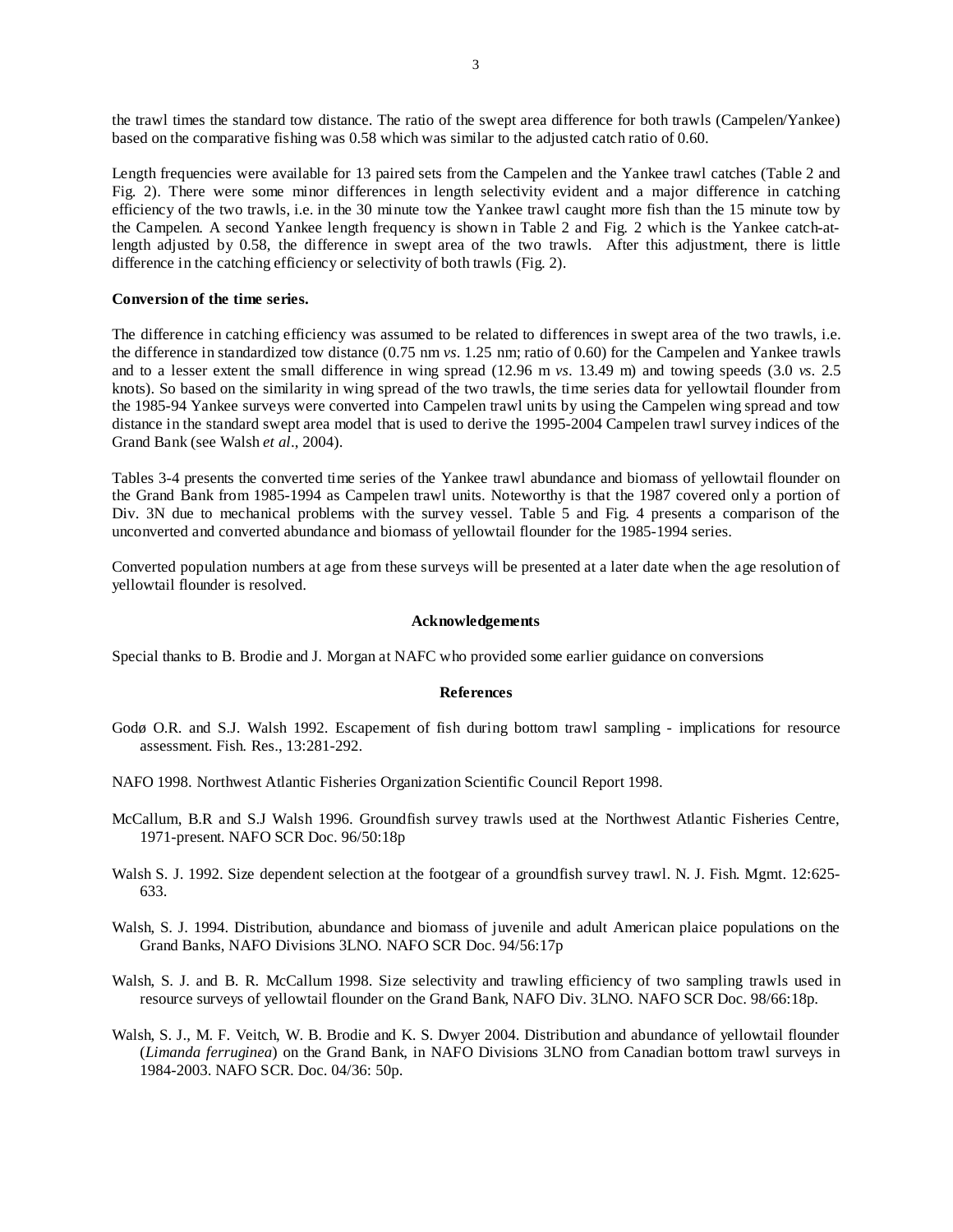the trawl times the standard tow distance. The ratio of the swept area difference for both trawls (Campelen/Yankee) based on the comparative fishing was 0.58 which was similar to the adjusted catch ratio of 0.60.

Length frequencies were available for 13 paired sets from the Campelen and the Yankee trawl catches (Table 2 and Fig. 2). There were some minor differences in length selectivity evident and a major difference in catching efficiency of the two trawls, i.e. in the 30 minute tow the Yankee trawl caught more fish than the 15 minute tow by the Campelen. A second Yankee length frequency is shown in Table 2 and Fig. 2 which is the Yankee catch-at-length adjusted by 0.58, the difference in swept area of the two trawls. After this adjustment, there is little difference in the catching efficiency or selectivity of both trawls (Fig. 2).

**Conversion of the time series.**

The difference in catching efficiency was assumed to be related to differences in swept area of the two trawls, i.e. the difference in standardized tow distance (0.75 nm *vs*. 1.25 nm; ratio of 0.60) for the Campelen and Yankee trawls and to a lesser extent the small difference in wing spread (12.96 m *vs*. 13.49 m) and towing speeds (3.0 *vs*. 2.5 knots). So based on the similarity in wing spread of the two trawls, the time series data for yellowtail flounder from the 1985-94 Yankee surveys were converted into Campelen trawl units by using the Campelen wing spread and tow distance in the standard swept area model that is used to derive the 1995-2004 Campelen trawl survey indices of the Grand Bank (see Walsh *et al*., 2004).

Tables 3-4 presents the converted time series of the Yankee trawl abundance and biomass of yellowtail flounder on the Grand Bank from 1985-1994 as Campelen trawl units. Noteworthy is that the 1987 covered only a portion of Div. 3N due to mechanical problems with the survey vessel. Table 5 and Fig. 4 presents a comparison of the unconverted and converted abundance and biomass of yellowtail flounder for the 1985-1994 series.

Converted population numbers at age from these surveys will be presented at a later date when the age resolution of yellowtail flounder is resolved.

## Acknowledgements

Special thanks to B. Brodie and J. Morgan at NAFC who provided some earlier guidance on conversions

## References

Godø O.R. and S.J. Walsh 1992. Escapement of fish during bottom trawl sampling - implications for resource assessment. Fish. Res., 13:281-292.

NAFO 1998. Northwest Atlantic Fisheries Organization Scientific Council Report 1998.

McCallum, B.R and S.J Walsh 1996. Groundfish survey trawls used at the Northwest Atlantic Fisheries Centre, 1971-present. NAFO SCR Doc. 96/50:18p

Walsh S. J. 1992. Size dependent selection at the footgear of a groundfish survey trawl. N. J. Fish. Mgmt. 12:625-633.

Walsh, S. J. 1994. Distribution, abundance and biomass of juvenile and adult American plaice populations on the Grand Banks, NAFO Divisions 3LNO. NAFO SCR Doc. 94/56:17p

Walsh, S. J. and B. R. McCallum 1998. Size selectivity and trawling efficiency of two sampling trawls used in resource surveys of yellowtail flounder on the Grand Bank, NAFO Div. 3LNO. NAFO SCR Doc. 98/66:18p.

Walsh, S. J., M. F. Veitch, W. B. Brodie and K. S. Dwyer 2004. Distribution and abundance of yellowtail flounder (*Limanda ferruginea*) on the Grand Bank, in NAFO Divisions 3LNO from Canadian bottom trawl surveys in 1984-2003. NAFO SCR. Doc. 04/36: 50p.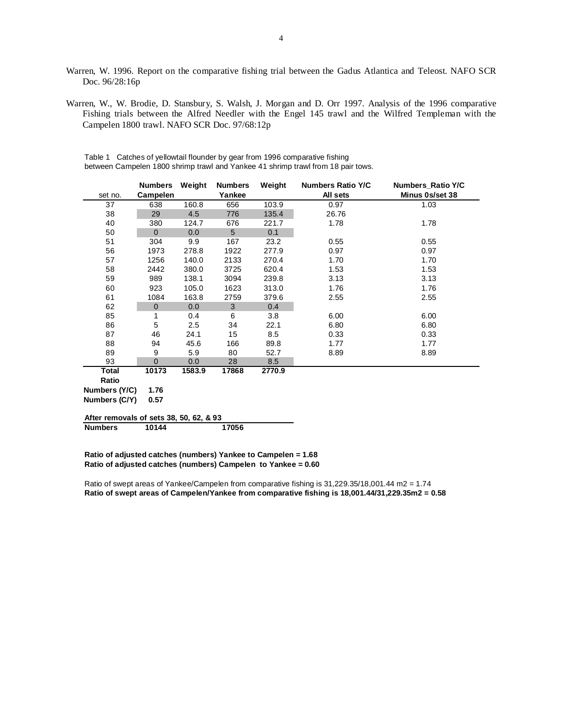Warren, W. 1996. Report on the comparative fishing trial between the Gadus Atlantica and Teleost. NAFO SCR Doc. 96/28:16p

Warren, W., W. Brodie, D. Stansbury, S. Walsh, J. Morgan and D. Orr 1997. Analysis of the 1996 comparative Fishing trials between the Alfred Needler with the Engel 145 trawl and the Wilfred Templeman with the Campelen 1800 trawl. NAFO SCR Doc. 97/68:12p

Table 1 Catches of yellowtail flounder by gear from 1996 comparative fishing between Campelen 1800 shrimp trawl and Yankee 41 shrimp trawl from 18 pair tows.

| set no. | Numbers Campelen | Weight | Numbers Yankee | Weight | Numbers Ratio Y/C All sets | Numbers_Ratio Y/C Minus 0s/set 38 |
|---|---|---|---|---|---|---|
| 37 | 638 | 160.8 | 656 | 103.9 | 0.97 | 1.03 |
| 38 | 29 | 4.5 | 776 | 135.4 | 26.76 | |
| 40 | 380 | 124.7 | 676 | 221.7 | 1.78 | 1.78 |
| 50 | 0 | 0.0 | 5 | 0.1 | | |
| 51 | 304 | 9.9 | 167 | 23.2 | 0.55 | 0.55 |
| 56 | 1973 | 278.8 | 1922 | 277.9 | 0.97 | 0.97 |
| 57 | 1256 | 140.0 | 2133 | 270.4 | 1.70 | 1.70 |
| 58 | 2442 | 380.0 | 3725 | 620.4 | 1.53 | 1.53 |
| 59 | 989 | 138.1 | 3094 | 239.8 | 3.13 | 3.13 |
| 60 | 923 | 105.0 | 1623 | 313.0 | 1.76 | 1.76 |
| 61 | 1084 | 163.8 | 2759 | 379.6 | 2.55 | 2.55 |
| 62 | 0 | 0.0 | 3 | 0.4 | | |
| 85 | 1 | 0.4 | 6 | 3.8 | 6.00 | 6.00 |
| 86 | 5 | 2.5 | 34 | 22.1 | 6.80 | 6.80 |
| 87 | 46 | 24.1 | 15 | 8.5 | 0.33 | 0.33 |
| 88 | 94 | 45.6 | 166 | 89.8 | 1.77 | 1.77 |
| 89 | 9 | 5.9 | 80 | 52.7 | 8.89 | 8.89 |
| 93 | 0 | 0.0 | 28 | 8.5 | | |
| **Total** | **10173** | **1583.9** | **17868** | **2770.9** | | |
| **Ratio** | | | | | | |
| **Numbers (Y/C)** | **1.76** | | | | | |
| **Numbers (C/Y)** | **0.57** | | | | | |

**After removals of sets 38, 50, 62, & 93**

| | Campelen | | Yankee |
|---|---|---|---|
| **Numbers** | **10144** | | **17056** |

**Ratio of adjusted catches (numbers) Yankee to Campelen = 1.68**
**Ratio of adjusted catches (numbers) Campelen to Yankee = 0.60**

Ratio of swept areas of Yankee/Campelen from comparative fishing is 31,229.35/18,001.44 m2 = 1.74
**Ratio of swept areas of Campelen/Yankee from comparative fishing is 18,001.44/31,229.35m2 = 0.58**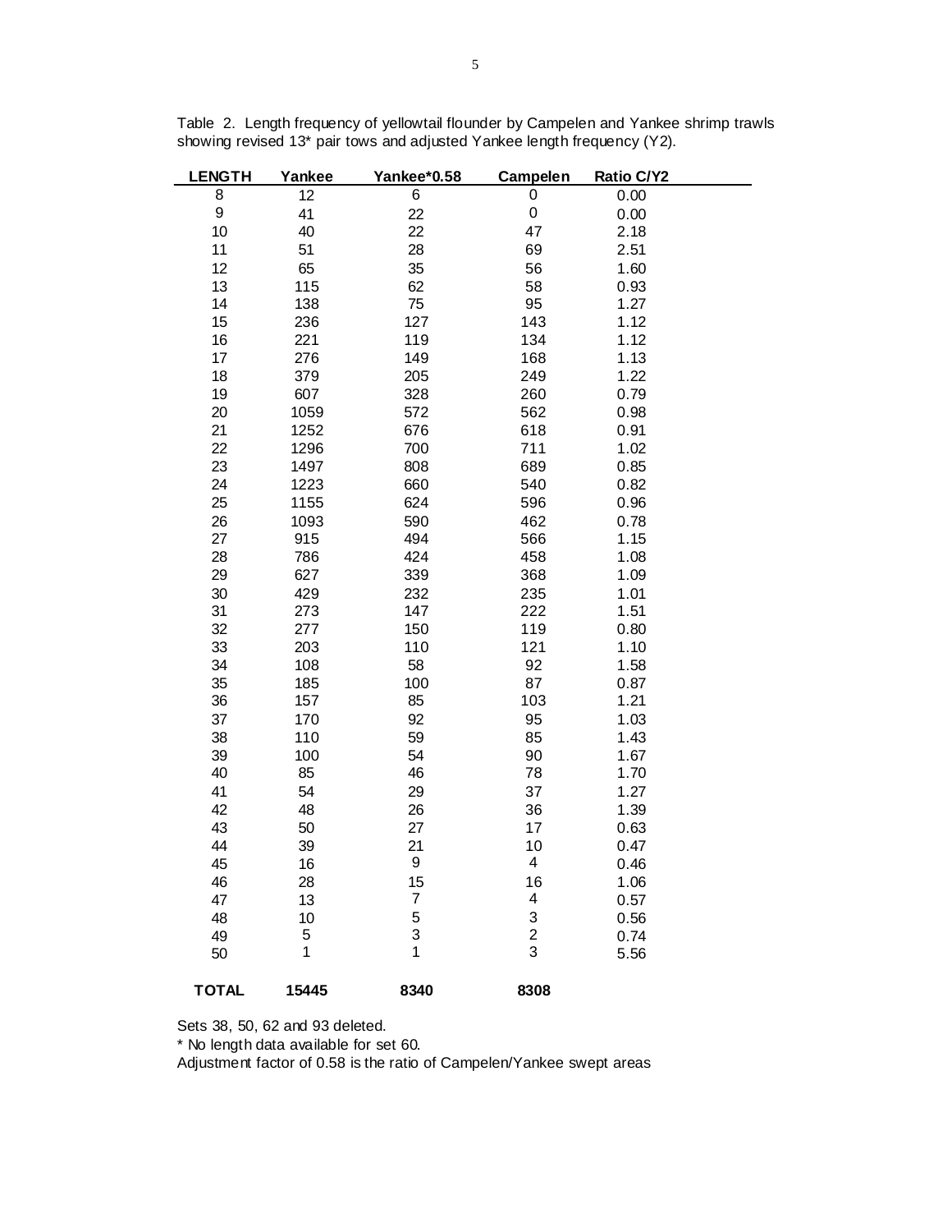Table 2. Length frequency of yellowtail flounder by Campelen and Yankee shrimp trawls showing revised 13* pair tows and adjusted Yankee length frequency (Y2).

| LENGTH | Yankee | Yankee*0.58 | Campelen | Ratio C/Y2 |
|---|---|---|---|---|
| 8 | 12 | 6 | 0 | 0.00 |
| 9 | 41 | 22 | 0 | 0.00 |
| 10 | 40 | 22 | 47 | 2.18 |
| 11 | 51 | 28 | 69 | 2.51 |
| 12 | 65 | 35 | 56 | 1.60 |
| 13 | 115 | 62 | 58 | 0.93 |
| 14 | 138 | 75 | 95 | 1.27 |
| 15 | 236 | 127 | 143 | 1.12 |
| 16 | 221 | 119 | 134 | 1.12 |
| 17 | 276 | 149 | 168 | 1.13 |
| 18 | 379 | 205 | 249 | 1.22 |
| 19 | 607 | 328 | 260 | 0.79 |
| 20 | 1059 | 572 | 562 | 0.98 |
| 21 | 1252 | 676 | 618 | 0.91 |
| 22 | 1296 | 700 | 711 | 1.02 |
| 23 | 1497 | 808 | 689 | 0.85 |
| 24 | 1223 | 660 | 540 | 0.82 |
| 25 | 1155 | 624 | 596 | 0.96 |
| 26 | 1093 | 590 | 462 | 0.78 |
| 27 | 915 | 494 | 566 | 1.15 |
| 28 | 786 | 424 | 458 | 1.08 |
| 29 | 627 | 339 | 368 | 1.09 |
| 30 | 429 | 232 | 235 | 1.01 |
| 31 | 273 | 147 | 222 | 1.51 |
| 32 | 277 | 150 | 119 | 0.80 |
| 33 | 203 | 110 | 121 | 1.10 |
| 34 | 108 | 58 | 92 | 1.58 |
| 35 | 185 | 100 | 87 | 0.87 |
| 36 | 157 | 85 | 103 | 1.21 |
| 37 | 170 | 92 | 95 | 1.03 |
| 38 | 110 | 59 | 85 | 1.43 |
| 39 | 100 | 54 | 90 | 1.67 |
| 40 | 85 | 46 | 78 | 1.70 |
| 41 | 54 | 29 | 37 | 1.27 |
| 42 | 48 | 26 | 36 | 1.39 |
| 43 | 50 | 27 | 17 | 0.63 |
| 44 | 39 | 21 | 10 | 0.47 |
| 45 | 16 | 9 | 4 | 0.46 |
| 46 | 28 | 15 | 16 | 1.06 |
| 47 | 13 | 7 | 4 | 0.57 |
| 48 | 10 | 5 | 3 | 0.56 |
| 49 | 5 | 3 | 2 | 0.74 |
| 50 | 1 | 1 | 3 | 5.56 |
| **TOTAL** | **15445** | **8340** | **8308** | |

Sets 38, 50, 62 and 93 deleted.

* No length data available for set 60.

Adjustment factor of 0.58 is the ratio of Campelen/Yankee swept areas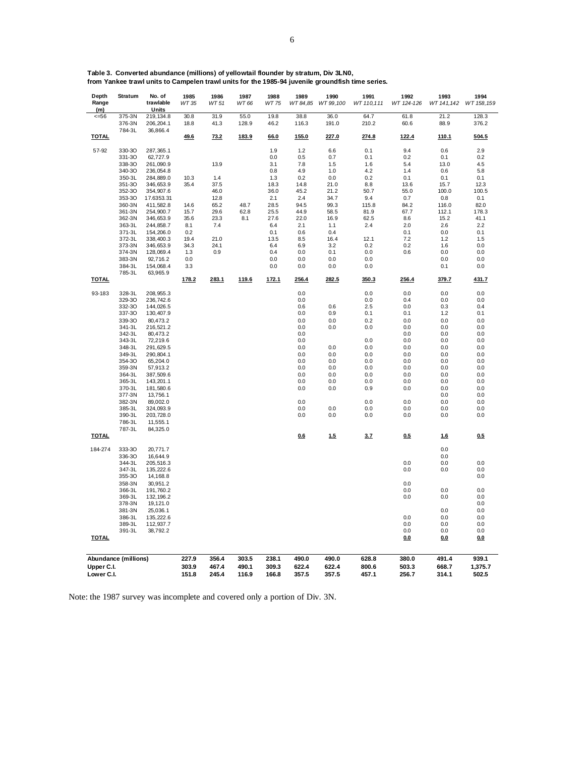**Table 3. Converted abundance (millions) of yellowtail flounder by stratum, Div 3LN0, from Yankee trawl units to Campelen trawl units for the 1985-94 juvenile groundfish time series.**

| Depth Range (m) | Stratum | No. of trawlable Units | 1985 *WT 35* | 1986 *WT 51* | 1987 *WT 66* | 1988 *WT 75* | 1989 *WT 84,85* | 1990 *WT 99,100* | 1991 *WT 110,111* | 1992 *WT 124-126* | 1993 *WT 141,142* | 1994 *WT 158,159* |
|---|---|---|---|---|---|---|---|---|---|---|---|---|
| <=56 | 375-3N | 219,134.8 | 30.8 | 31.9 | 55.0 | 19.8 | 38.8 | 36.0 | 64.7 | 61.8 | 21.2 | 128.3 |
| | 376-3N | 206,204.1 | 18.8 | 41.3 | 128.9 | 46.2 | 116.3 | 191.0 | 210.2 | 60.6 | 88.9 | 376.2 |
| | 784-3L | 36,866.4 | | | | | | | | | | |
| **TOTAL** | | | **49.6** | **73.2** | **183.9** | **66.0** | **155.0** | **227.0** | **274.8** | **122.4** | **110.1** | **504.5** |
| 57-92 | 330-3O | 287,365.1 | | | | 1.9 | 1.2 | 6.6 | 0.1 | 9.4 | 0.6 | 2.9 |
| | 331-3O | 62,727.9 | | | | 0.0 | 0.5 | 0.7 | 0.1 | 0.2 | 0.1 | 0.2 |
| | 338-3O | 261,090.9 | | 13.9 | | 3.1 | 7.8 | 1.5 | 1.6 | 5.4 | 13.0 | 4.5 |
| | 340-3O | 236,054.8 | | | | 0.8 | 4.9 | 1.0 | 4.2 | 1.4 | 0.6 | 5.8 |
| | 350-3L | 284,889.0 | 10.3 | 1.4 | | 1.3 | 0.2 | 0.0 | 0.2 | 0.1 | 0.1 | 0.1 |
| | 351-3O | 346,653.9 | 35.4 | 37.5 | | 18.3 | 14.8 | 21.0 | 8.8 | 13.6 | 15.7 | 12.3 |
| | 352-3O | 354,907.6 | | 46.0 | | 36.0 | 45.2 | 21.2 | 50.7 | 55.0 | 100.0 | 100.5 |
| | 353-3O | 17.6353.31 | | 12.8 | | 2.1 | 2.4 | 34.7 | 9.4 | 0.7 | 0.8 | 0.1 |
| | 360-3N | 411,582.8 | 14.6 | 65.2 | 48.7 | 28.5 | 94.5 | 99.3 | 115.8 | 84.2 | 116.0 | 82.0 |
| | 361-3N | 254,900.7 | 15.7 | 29.6 | 62.8 | 25.5 | 44.9 | 58.5 | 81.9 | 67.7 | 112.1 | 178.3 |
| | 362-3N | 346,653.9 | 35.6 | 23.3 | 8.1 | 27.6 | 22.0 | 16.9 | 62.5 | 8.6 | 15.2 | 41.1 |
| | 363-3L | 244,858.7 | 8.1 | 7.4 | | 6.4 | 2.1 | 1.1 | 2.4 | 2.0 | 2.6 | 2.2 |
| | 371-3L | 154,206.0 | 0.2 | | | 0.1 | 0.6 | 0.4 | | 0.1 | 0.0 | 0.1 |
| | 372-3L | 338,400.3 | 19.4 | 21.0 | | 13.5 | 8.5 | 16.4 | 12.1 | 7.2 | 1.2 | 1.5 |
| | 373-3N | 346,653.9 | 34.3 | 24.1 | | 6.4 | 6.9 | 3.2 | 0.2 | 0.2 | 1.6 | 0.0 |
| | 374-3N | 128,069.4 | 1.3 | 0.9 | | 0.4 | 0.0 | 0.1 | 0.0 | 0.6 | 0.0 | 0.0 |
| | 383-3N | 92,716.2 | 0.0 | | | 0.0 | 0.0 | 0.0 | 0.0 | | 0.0 | 0.0 |
| | 384-3L | 154,068.4 | 3.3 | | | 0.0 | 0.0 | 0.0 | 0.0 | | 0.1 | 0.0 |
| | 785-3L | 63,965.9 | | | | | | | | | | |
| **TOTAL** | | | **178.2** | **283.1** | **119.6** | **172.1** | **256.4** | **282.5** | **350.3** | **256.4** | **379.7** | **431.7** |
| 93-183 | 328-3L | 208,955.3 | | | | | 0.0 | | 0.0 | 0.0 | 0.0 | 0.0 |
| | 329-3O | 236,742.6 | | | | | 0.0 | | 0.0 | 0.4 | 0.0 | 0.0 |
| | 332-3O | 144,026.5 | | | | | 0.6 | 0.6 | 2.5 | 0.0 | 0.3 | 0.4 |
| | 337-3O | 130,407.9 | | | | | 0.0 | 0.9 | 0.1 | 0.1 | 1.2 | 0.1 |
| | 339-3O | 80,473.2 | | | | | 0.0 | 0.0 | 0.2 | 0.0 | 0.0 | 0.0 |
| | 341-3L | 216,521.2 | | | | | 0.0 | 0.0 | 0.0 | 0.0 | 0.0 | 0.0 |
| | 342-3L | 80,473.2 | | | | | 0.0 | | | 0.0 | 0.0 | 0.0 |
| | 343-3L | 72,219.6 | | | | | 0.0 | | 0.0 | 0.0 | 0.0 | 0.0 |
| | 348-3L | 291,629.5 | | | | | 0.0 | 0.0 | 0.0 | 0.0 | 0.0 | 0.0 |
| | 349-3L | 290,804.1 | | | | | 0.0 | 0.0 | 0.0 | 0.0 | 0.0 | 0.0 |
| | 354-3O | 65,204.0 | | | | | 0.0 | 0.0 | 0.0 | 0.0 | 0.0 | 0.0 |
| | 359-3N | 57,913.2 | | | | | 0.0 | 0.0 | 0.0 | 0.0 | 0.0 | 0.0 |
| | 364-3L | 387,509.6 | | | | | 0.0 | 0.0 | 0.0 | 0.0 | 0.0 | 0.0 |
| | 365-3L | 143,201.1 | | | | | 0.0 | 0.0 | 0.0 | 0.0 | 0.0 | 0.0 |
| | 370-3L | 181,580.6 | | | | | 0.0 | 0.0 | 0.9 | 0.0 | 0.0 | 0.0 |
| | 377-3N | 13,756.1 | | | | | | | | | 0.0 | 0.0 |
| | 382-3N | 89,002.0 | | | | | 0.0 | | 0.0 | 0.0 | 0.0 | 0.0 |
| | 385-3L | 324,093.9 | | | | | 0.0 | 0.0 | 0.0 | 0.0 | 0.0 | 0.0 |
| | 390-3L | 203,728.0 | | | | | 0.0 | 0.0 | 0.0 | 0.0 | 0.0 | 0.0 |
| | 786-3L | 11,555.1 | | | | | | | | | | |
| | 787-3L | 84,325.0 | | | | | | | | | | |
| **TOTAL** | | | | | | | **0.6** | **1.5** | **3.7** | **0.5** | **1.6** | **0.5** |
| 184-274 | 333-3O | 20,771.7 | | | | | | | | | 0.0 | |
| | 336-3O | 16,644.9 | | | | | | | | | 0.0 | |
| | 344-3L | 205,516.3 | | | | | | | | 0.0 | 0.0 | 0.0 |
| | 347-3L | 135,222.6 | | | | | | | | 0.0 | 0.0 | 0.0 |
| | 355-3O | 14,168.8 | | | | | | | | | | 0.0 |
| | 358-3N | 30,951.2 | | | | | | | | 0.0 | | |
| | 366-3L | 191,760.2 | | | | | | | | 0.0 | 0.0 | 0.0 |
| | 369-3L | 132,196.2 | | | | | | | | 0.0 | 0.0 | 0.0 |
| | 378-3N | 19,121.0 | | | | | | | | | | 0.0 |
| | 381-3N | 25,036.1 | | | | | | | | | 0.0 | 0.0 |
| | 386-3L | 135,222.6 | | | | | | | | 0.0 | 0.0 | 0.0 |
| | 389-3L | 112,937.7 | | | | | | | | 0.0 | 0.0 | 0.0 |
| | 391-3L | 38,792.2 | | | | | | | | 0.0 | 0.0 | 0.0 |
| **TOTAL** | | | | | | | | | | **0.0** | **0.0** | **0.0** |
| **Abundance (millions)** | | | **227.9** | **356.4** | **303.5** | **238.1** | **490.0** | **490.0** | **628.8** | **380.0** | **491.4** | **939.1** |
| **Upper C.I.** | | | **303.9** | **467.4** | **490.1** | **309.3** | **622.4** | **622.4** | **800.6** | **503.3** | **668.7** | **1,375.7** |
| **Lower C.I.** | | | **151.8** | **245.4** | **116.9** | **166.8** | **357.5** | **357.5** | **457.1** | **256.7** | **314.1** | **502.5** |

Note: the 1987 survey was incomplete and covered only a portion of Div. 3N.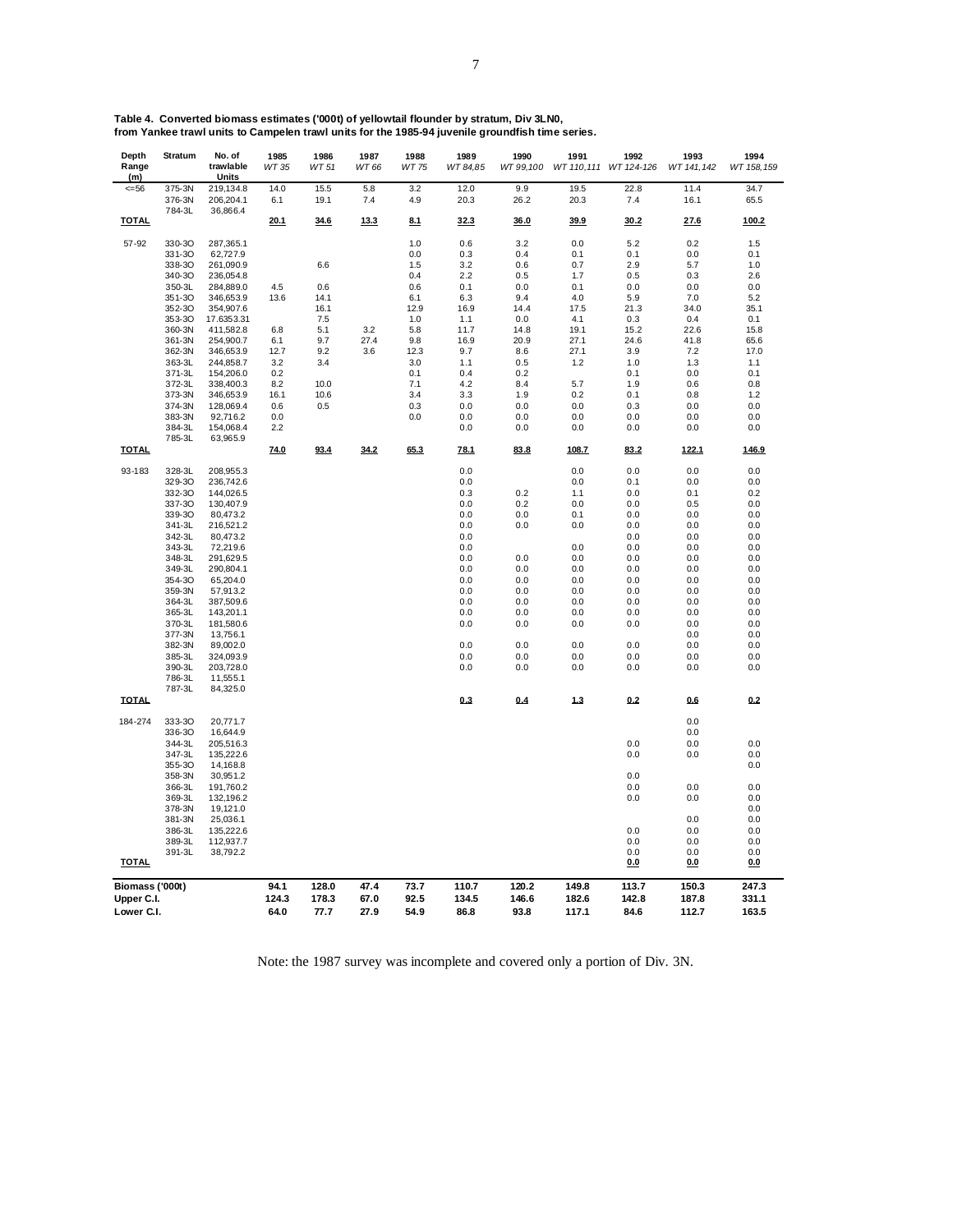**Table 4. Converted biomass estimates ('000t) of yellowtail flounder by stratum, Div 3LN0, from Yankee trawl units to Campelen trawl units for the 1985-94 juvenile groundfish time series.**

| Depth Range (m) | Stratum | No. of trawlable Units | 1985 *WT 35* | 1986 *WT 51* | 1987 *WT 66* | 1988 *WT 75* | 1989 *WT 84,85* | 1990 *WT 99,100* | 1991 *WT 110,111* | 1992 *WT 124-126* | 1993 *WT 141,142* | 1994 *WT 158,159* |
|---|---|---|---|---|---|---|---|---|---|---|---|---|
| <=56 | 375-3N | 219,134.8 | 14.0 | 15.5 | 5.8 | 3.2 | 12.0 | 9.9 | 19.5 | 22.8 | 11.4 | 34.7 |
| | 376-3N | 206,204.1 | 6.1 | 19.1 | 7.4 | 4.9 | 20.3 | 26.2 | 20.3 | 7.4 | 16.1 | 65.5 |
| | 784-3L | 36,866.4 | | | | | | | | | | |
| **TOTAL** | | | **20.1** | **34.6** | **13.3** | **8.1** | **32.3** | **36.0** | **39.9** | **30.2** | **27.6** | **100.2** |
| 57-92 | 330-3O | 287,365.1 | | | | 1.0 | 0.6 | 3.2 | 0.0 | 5.2 | 0.2 | 1.5 |
| | 331-3O | 62,727.9 | | | | 0.0 | 0.3 | 0.4 | 0.1 | 0.1 | 0.0 | 0.1 |
| | 338-3O | 261,090.9 | | 6.6 | | 1.5 | 3.2 | 0.6 | 0.7 | 2.9 | 5.7 | 1.0 |
| | 340-3O | 236,054.8 | | | | 0.4 | 2.2 | 0.5 | 1.7 | 0.5 | 0.3 | 2.6 |
| | 350-3L | 284,889.0 | 4.5 | 0.6 | | 0.6 | 0.1 | 0.0 | 0.1 | 0.0 | 0.0 | 0.0 |
| | 351-3O | 346,653.9 | 13.6 | 14.1 | | 6.1 | 6.3 | 9.4 | 4.0 | 5.9 | 7.0 | 5.2 |
| | 352-3O | 354,907.6 | | 16.1 | | 12.9 | 16.9 | 14.4 | 17.5 | 21.3 | 34.0 | 35.1 |
| | 353-3O | 17.6353.31 | | 7.5 | | 1.0 | 1.1 | 0.0 | 4.1 | 0.3 | 0.4 | 0.1 |
| | 360-3N | 411,582.8 | 6.8 | 5.1 | 3.2 | 5.8 | 11.7 | 14.8 | 19.1 | 15.2 | 22.6 | 15.8 |
| | 361-3N | 254,900.7 | 6.1 | 9.7 | 27.4 | 9.8 | 16.9 | 20.9 | 27.1 | 24.6 | 41.8 | 65.6 |
| | 362-3N | 346,653.9 | 12.7 | 9.2 | 3.6 | 12.3 | 9.7 | 8.6 | 27.1 | 3.9 | 7.2 | 17.0 |
| | 363-3L | 244,858.7 | 3.2 | 3.4 | | 3.0 | 1.1 | 0.5 | 1.2 | 1.0 | 1.3 | 1.1 |
| | 371-3L | 154,206.0 | 0.2 | | | 0.1 | 0.4 | 0.2 | | 0.1 | 0.0 | 0.1 |
| | 372-3L | 338,400.3 | 8.2 | 10.0 | | 7.1 | 4.2 | 8.4 | 5.7 | 1.9 | 0.6 | 0.8 |
| | 373-3N | 346,653.9 | 16.1 | 10.6 | | 3.4 | 3.3 | 1.9 | 0.2 | 0.1 | 0.8 | 1.2 |
| | 374-3N | 128,069.4 | 0.6 | 0.5 | | 0.3 | 0.0 | 0.0 | 0.0 | 0.3 | 0.0 | 0.0 |
| | 383-3N | 92,716.2 | 0.0 | | | 0.0 | 0.0 | 0.0 | 0.0 | 0.0 | 0.0 | 0.0 |
| | 384-3L | 154,068.4 | 2.2 | | | | 0.0 | 0.0 | 0.0 | 0.0 | 0.0 | 0.0 |
| | 785-3L | 63,965.9 | | | | | | | | | | |
| **TOTAL** | | | **74.0** | **93.4** | **34.2** | **65.3** | **78.1** | **83.8** | **108.7** | **83.2** | **122.1** | **146.9** |
| 93-183 | 328-3L | 208,955.3 | | | | | 0.0 | | 0.0 | 0.0 | 0.0 | 0.0 |
| | 329-3O | 236,742.6 | | | | | 0.0 | | 0.0 | 0.1 | 0.0 | 0.0 |
| | 332-3O | 144,026.5 | | | | | 0.3 | 0.2 | 1.1 | 0.0 | 0.1 | 0.2 |
| | 337-3O | 130,407.9 | | | | | 0.0 | 0.2 | 0.0 | 0.0 | 0.5 | 0.0 |
| | 339-3O | 80,473.2 | | | | | 0.0 | 0.0 | 0.1 | 0.0 | 0.0 | 0.0 |
| | 341-3L | 216,521.2 | | | | | 0.0 | 0.0 | 0.0 | 0.0 | 0.0 | 0.0 |
| | 342-3L | 80,473.2 | | | | | 0.0 | | | 0.0 | 0.0 | 0.0 |
| | 343-3L | 72,219.6 | | | | | 0.0 | | 0.0 | 0.0 | 0.0 | 0.0 |
| | 348-3L | 291,629.5 | | | | | 0.0 | 0.0 | 0.0 | 0.0 | 0.0 | 0.0 |
| | 349-3L | 290,804.1 | | | | | 0.0 | 0.0 | 0.0 | 0.0 | 0.0 | 0.0 |
| | 354-3O | 65,204.0 | | | | | 0.0 | 0.0 | 0.0 | 0.0 | 0.0 | 0.0 |
| | 359-3N | 57,913.2 | | | | | 0.0 | 0.0 | 0.0 | 0.0 | 0.0 | 0.0 |
| | 364-3L | 387,509.6 | | | | | 0.0 | 0.0 | 0.0 | 0.0 | 0.0 | 0.0 |
| | 365-3L | 143,201.1 | | | | | 0.0 | 0.0 | 0.0 | 0.0 | 0.0 | 0.0 |
| | 370-3L | 181,580.6 | | | | | 0.0 | 0.0 | 0.0 | 0.0 | 0.0 | 0.0 |
| | 377-3N | 13,756.1 | | | | | | | | | 0.0 | 0.0 |
| | 382-3N | 89,002.0 | | | | | 0.0 | 0.0 | 0.0 | 0.0 | 0.0 | 0.0 |
| | 385-3L | 324,093.9 | | | | | 0.0 | 0.0 | 0.0 | 0.0 | 0.0 | 0.0 |
| | 390-3L | 203,728.0 | | | | | 0.0 | 0.0 | 0.0 | 0.0 | 0.0 | 0.0 |
| | 786-3L | 11,555.1 | | | | | | | | | | |
| | 787-3L | 84,325.0 | | | | | | | | | | |
| **TOTAL** | | | | | | | **0.3** | **0.4** | **1.3** | **0.2** | **0.6** | **0.2** |
| 184-274 | 333-3O | 20,771.7 | | | | | | | | | 0.0 | |
| | 336-3O | 16,644.9 | | | | | | | | | 0.0 | |
| | 344-3L | 205,516.3 | | | | | | | | 0.0 | 0.0 | 0.0 |
| | 347-3L | 135,222.6 | | | | | | | | 0.0 | 0.0 | 0.0 |
| | 355-3O | 14,168.8 | | | | | | | | | | 0.0 |
| | 358-3N | 30,951.2 | | | | | | | | 0.0 | | |
| | 366-3L | 191,760.2 | | | | | | | | 0.0 | 0.0 | 0.0 |
| | 369-3L | 132,196.2 | | | | | | | | 0.0 | 0.0 | 0.0 |
| | 378-3N | 19,121.0 | | | | | | | | | | 0.0 |
| | 381-3N | 25,036.1 | | | | | | | | | 0.0 | 0.0 |
| | 386-3L | 135,222.6 | | | | | | | | 0.0 | 0.0 | 0.0 |
| | 389-3L | 112,937.7 | | | | | | | | 0.0 | 0.0 | 0.0 |
| | 391-3L | 38,792.2 | | | | | | | | 0.0 | 0.0 | 0.0 |
| **TOTAL** | | | | | | | | | | **0.0** | **0.0** | **0.0** |
| **Biomass ('000t)** | | | **94.1** | **128.0** | **47.4** | **73.7** | **110.7** | **120.2** | **149.8** | **113.7** | **150.3** | **247.3** |
| **Upper C.I.** | | | **124.3** | **178.3** | **67.0** | **92.5** | **134.5** | **146.6** | **182.6** | **142.8** | **187.8** | **331.1** |
| **Lower C.I.** | | | **64.0** | **77.7** | **27.9** | **54.9** | **86.8** | **93.8** | **117.1** | **84.6** | **112.7** | **163.5** |

Note: the 1987 survey was incomplete and covered only a portion of Div. 3N.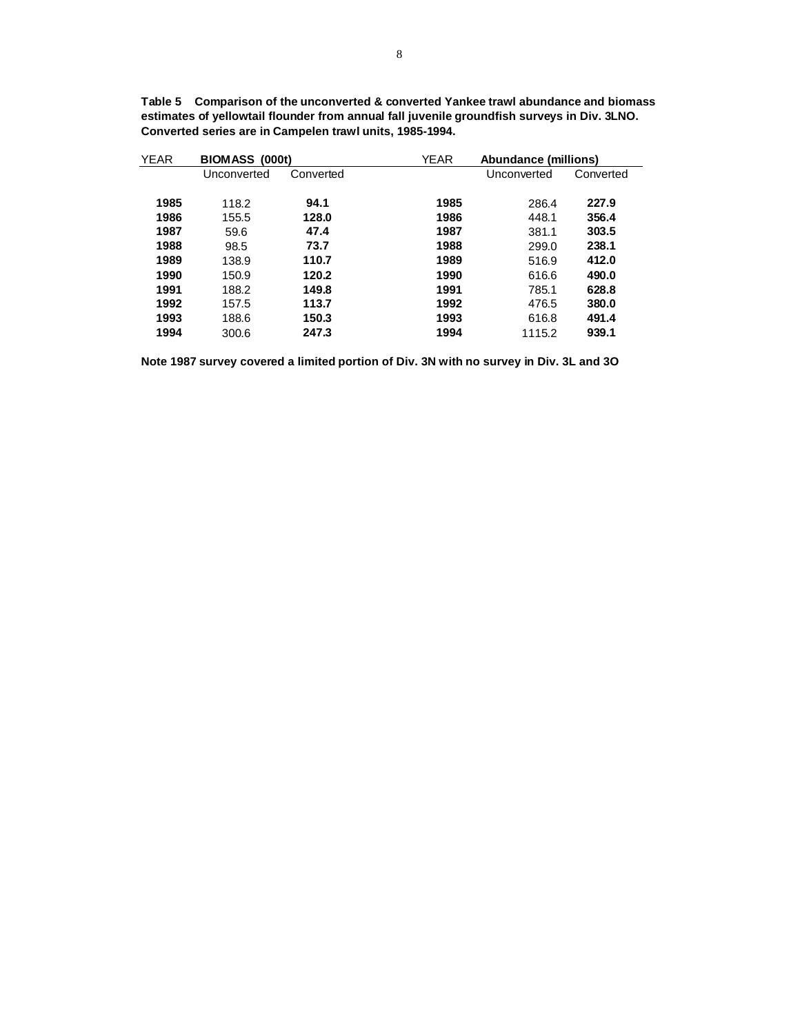**Table 5 Comparison of the unconverted & converted Yankee trawl abundance and biomass estimates of yellowtail flounder from annual fall juvenile groundfish surveys in Div. 3LNO. Converted series are in Campelen trawl units, 1985-1994.**

| YEAR | **BIOMASS (000t)** | | YEAR | **Abundance (millions)** | |
|---|---|---|---|---|---|
| | Unconverted | Converted | | Unconverted | Converted |
| **1985** | 118.2 | **94.1** | **1985** | 286.4 | **227.9** |
| **1986** | 155.5 | **128.0** | **1986** | 448.1 | **356.4** |
| **1987** | 59.6 | **47.4** | **1987** | 381.1 | **303.5** |
| **1988** | 98.5 | **73.7** | **1988** | 299.0 | **238.1** |
| **1989** | 138.9 | **110.7** | **1989** | 516.9 | **412.0** |
| **1990** | 150.9 | **120.2** | **1990** | 616.6 | **490.0** |
| **1991** | 188.2 | **149.8** | **1991** | 785.1 | **628.8** |
| **1992** | 157.5 | **113.7** | **1992** | 476.5 | **380.0** |
| **1993** | 188.6 | **150.3** | **1993** | 616.8 | **491.4** |
| **1994** | 300.6 | **247.3** | **1994** | 1115.2 | **939.1** |

**Note 1987 survey covered a limited portion of Div. 3N with no survey in Div. 3L and 3O**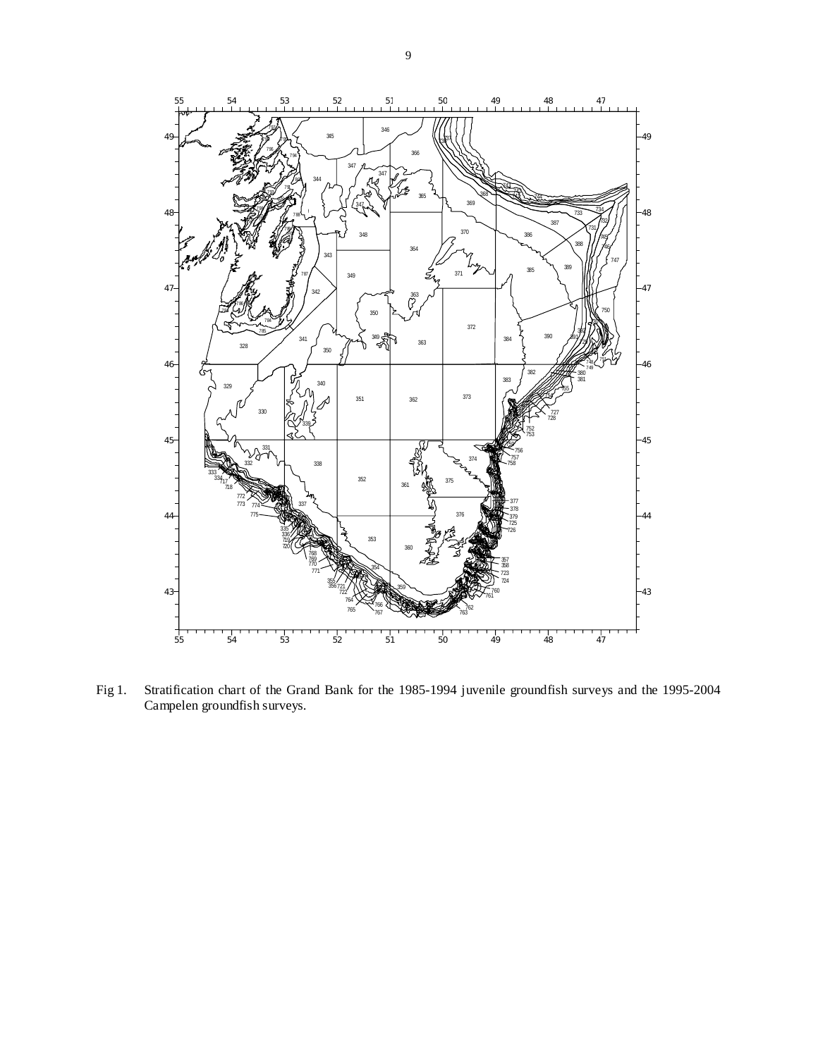Fig 1. Stratification chart of the Grand Bank for the 1985-1994 juvenile groundfish surveys and the 1995-2004 Campelen groundfish surveys.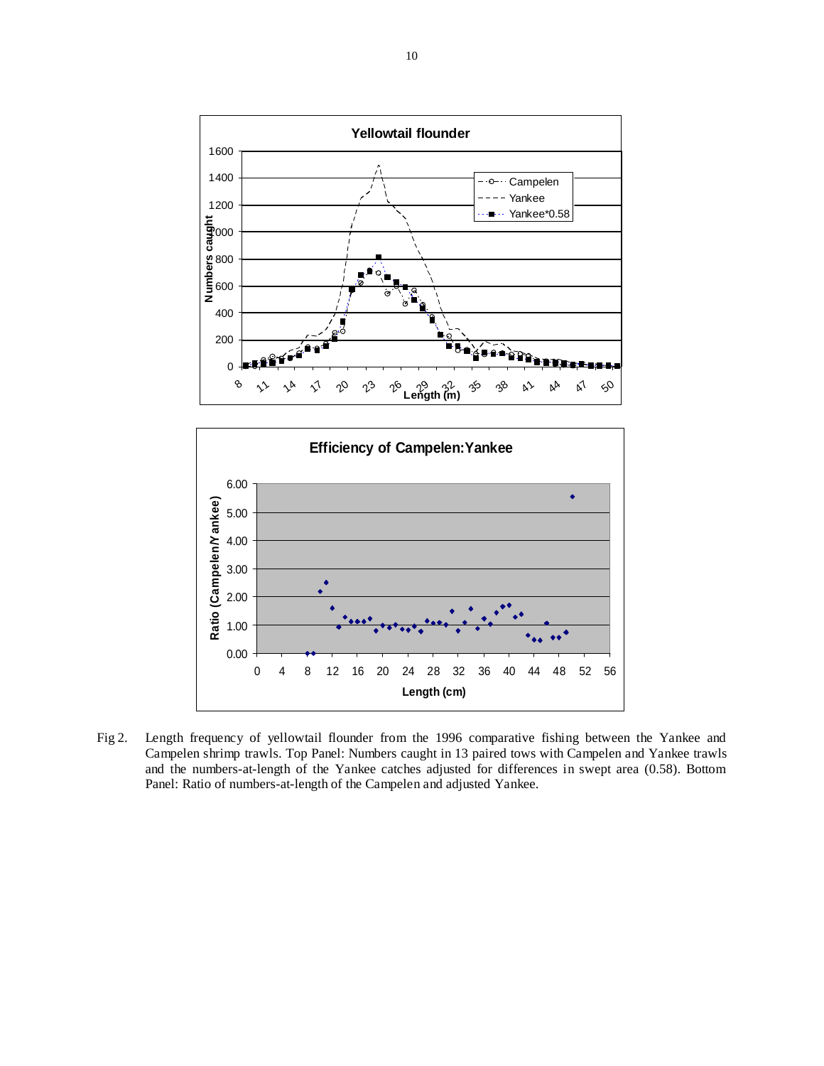Fig 2. Length frequency of yellowtail flounder from the 1996 comparative fishing between the Yankee and Campelen shrimp trawls. Top Panel: Numbers caught in 13 paired tows with Campelen and Yankee trawls and the numbers-at-length of the Yankee catches adjusted for differences in swept area (0.58). Bottom Panel: Ratio of numbers-at-length of the Campelen and adjusted Yankee.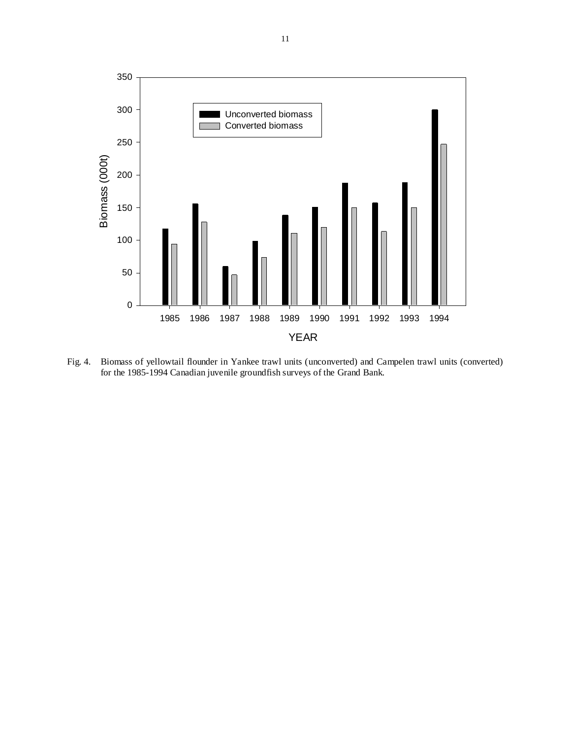350

300

250

200

150

100

50

0

Biomass (000t)

Unconverted biomass

Converted biomass

1985 1986 1987 1988 1989 1990 1991 1992 1993 1994

YEAR

Fig. 4. Biomass of yellowtail flounder in Yankee trawl units (unconverted) and Campelen trawl units (converted) for the 1985-1994 Canadian juvenile groundfish surveys of the Grand Bank.